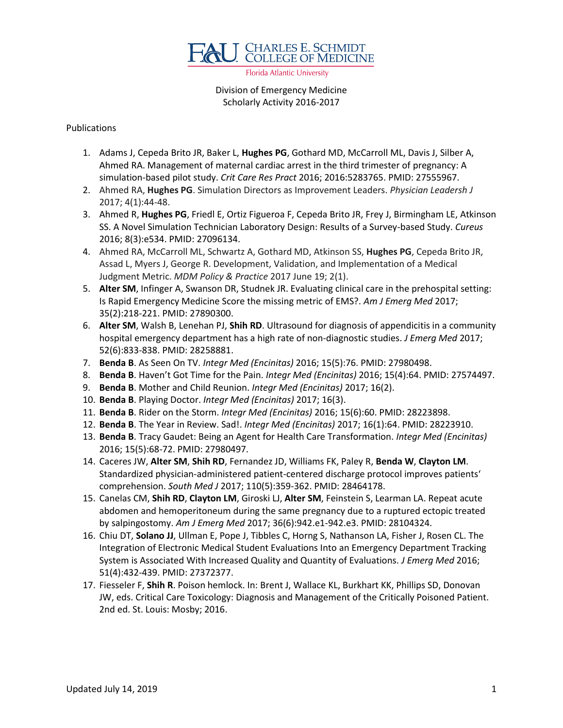FAU Charles E. Schmidt College of Medicine
Florida Atlantic University

Division of Emergency Medicine
Scholarly Activity 2016-2017

Publications

1. Adams J, Cepeda Brito JR, Baker L, **Hughes PG**, Gothard MD, McCarroll ML, Davis J, Silber A, Ahmed RA. Management of maternal cardiac arrest in the third trimester of pregnancy: A simulation-based pilot study. *Crit Care Res Pract* 2016; 2016:5283765. PMID: 27555967.
2. Ahmed RA, **Hughes PG**. Simulation Directors as Improvement Leaders. *Physician Leadersh J* 2017; 4(1):44-48.
3. Ahmed R, **Hughes PG**, Friedl E, Ortiz Figueroa F, Cepeda Brito JR, Frey J, Birmingham LE, Atkinson SS. A Novel Simulation Technician Laboratory Design: Results of a Survey-based Study. *Cureus* 2016; 8(3):e534. PMID: 27096134.
4. Ahmed RA, McCarroll ML, Schwartz A, Gothard MD, Atkinson SS, **Hughes PG**, Cepeda Brito JR, Assad L, Myers J, George R. Development, Validation, and Implementation of a Medical Judgment Metric. *MDM Policy & Practice* 2017 June 19; 2(1).
5. **Alter SM**, Infinger A, Swanson DR, Studnek JR. Evaluating clinical care in the prehospital setting: Is Rapid Emergency Medicine Score the missing metric of EMS?. *Am J Emerg Med* 2017; 35(2):218-221. PMID: 27890300.
6. **Alter SM**, Walsh B, Lenehan PJ, **Shih RD**. Ultrasound for diagnosis of appendicitis in a community hospital emergency department has a high rate of non-diagnostic studies. *J Emerg Med* 2017; 52(6):833-838. PMID: 28258881.
7. **Benda B**. As Seen On TV. *Integr Med (Encinitas)* 2016; 15(5):76. PMID: 27980498.
8. **Benda B**. Haven't Got Time for the Pain. *Integr Med (Encinitas)* 2016; 15(4):64. PMID: 27574497.
9. **Benda B**. Mother and Child Reunion. *Integr Med (Encinitas)* 2017; 16(2).
10. **Benda B**. Playing Doctor. *Integr Med (Encinitas)* 2017; 16(3).
11. **Benda B**. Rider on the Storm. *Integr Med (Encinitas)* 2016; 15(6):60. PMID: 28223898.
12. **Benda B**. The Year in Review. Sad!. *Integr Med (Encinitas)* 2017; 16(1):64. PMID: 28223910.
13. **Benda B**. Tracy Gaudet: Being an Agent for Health Care Transformation. *Integr Med (Encinitas)* 2016; 15(5):68-72. PMID: 27980497.
14. Caceres JW, **Alter SM**, **Shih RD**, Fernandez JD, Williams FK, Paley R, **Benda W**, **Clayton LM**. Standardized physician-administered patient-centered discharge protocol improves patients' comprehension. *South Med J* 2017; 110(5):359-362. PMID: 28464178.
15. Canelas CM, **Shih RD**, **Clayton LM**, Giroski LJ, **Alter SM**, Feinstein S, Learman LA. Repeat acute abdomen and hemoperitoneum during the same pregnancy due to a ruptured ectopic treated by salpingostomy. *Am J Emerg Med* 2017; 36(6):942.e1-942.e3. PMID: 28104324.
16. Chiu DT, **Solano JJ**, Ullman E, Pope J, Tibbles C, Horng S, Nathanson LA, Fisher J, Rosen CL. The Integration of Electronic Medical Student Evaluations Into an Emergency Department Tracking System is Associated With Increased Quality and Quantity of Evaluations. *J Emerg Med* 2016; 51(4):432-439. PMID: 27372377.
17. Fiesseler F, **Shih R**. Poison hemlock. In: Brent J, Wallace KL, Burkhart KK, Phillips SD, Donovan JW, eds. Critical Care Toxicology: Diagnosis and Management of the Critically Poisoned Patient. 2nd ed. St. Louis: Mosby; 2016.

Updated July 14, 2019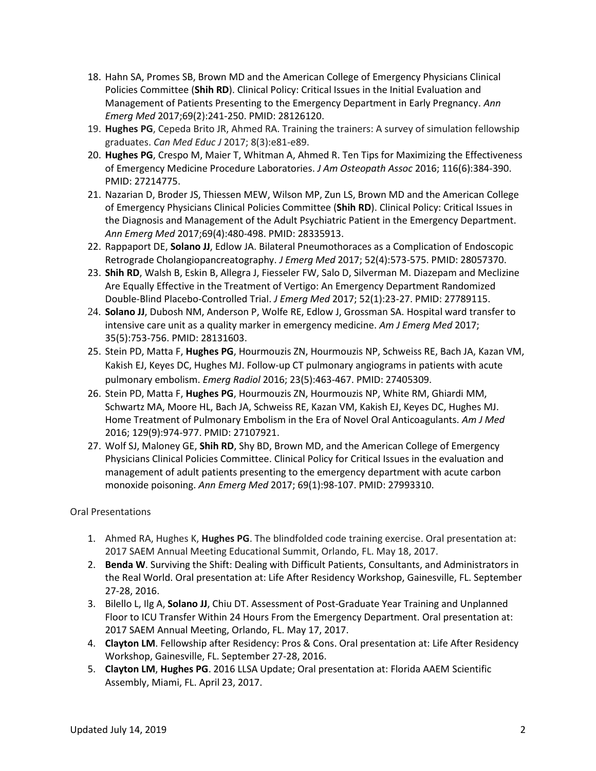18. Hahn SA, Promes SB, Brown MD and the American College of Emergency Physicians Clinical Policies Committee (**Shih RD**). Clinical Policy: Critical Issues in the Initial Evaluation and Management of Patients Presenting to the Emergency Department in Early Pregnancy. *Ann Emerg Med* 2017;69(2):241-250. PMID: 28126120.
19. **Hughes PG**, Cepeda Brito JR, Ahmed RA. Training the trainers: A survey of simulation fellowship graduates. *Can Med Educ J* 2017; 8(3):e81-e89.
20. **Hughes PG**, Crespo M, Maier T, Whitman A, Ahmed R. Ten Tips for Maximizing the Effectiveness of Emergency Medicine Procedure Laboratories. *J Am Osteopath Assoc* 2016; 116(6):384-390. PMID: 27214775.
21. Nazarian D, Broder JS, Thiessen MEW, Wilson MP, Zun LS, Brown MD and the American College of Emergency Physicians Clinical Policies Committee (**Shih RD**). Clinical Policy: Critical Issues in the Diagnosis and Management of the Adult Psychiatric Patient in the Emergency Department. *Ann Emerg Med* 2017;69(4):480-498. PMID: 28335913.
22. Rappaport DE, **Solano JJ**, Edlow JA. Bilateral Pneumothoraces as a Complication of Endoscopic Retrograde Cholangiopancreatography. *J Emerg Med* 2017; 52(4):573-575. PMID: 28057370.
23. **Shih RD**, Walsh B, Eskin B, Allegra J, Fiesseler FW, Salo D, Silverman M. Diazepam and Meclizine Are Equally Effective in the Treatment of Vertigo: An Emergency Department Randomized Double-Blind Placebo-Controlled Trial. *J Emerg Med* 2017; 52(1):23-27. PMID: 27789115.
24. **Solano JJ**, Dubosh NM, Anderson P, Wolfe RE, Edlow J, Grossman SA. Hospital ward transfer to intensive care unit as a quality marker in emergency medicine. *Am J Emerg Med* 2017; 35(5):753-756. PMID: 28131603.
25. Stein PD, Matta F, **Hughes PG**, Hourmouzis ZN, Hourmouzis NP, Schweiss RE, Bach JA, Kazan VM, Kakish EJ, Keyes DC, Hughes MJ. Follow-up CT pulmonary angiograms in patients with acute pulmonary embolism. *Emerg Radiol* 2016; 23(5):463-467. PMID: 27405309.
26. Stein PD, Matta F, **Hughes PG**, Hourmouzis ZN, Hourmouzis NP, White RM, Ghiardi MM, Schwartz MA, Moore HL, Bach JA, Schweiss RE, Kazan VM, Kakish EJ, Keyes DC, Hughes MJ. Home Treatment of Pulmonary Embolism in the Era of Novel Oral Anticoagulants. *Am J Med* 2016; 129(9):974-977. PMID: 27107921.
27. Wolf SJ, Maloney GE, **Shih RD**, Shy BD, Brown MD, and the American College of Emergency Physicians Clinical Policies Committee. Clinical Policy for Critical Issues in the evaluation and management of adult patients presenting to the emergency department with acute carbon monoxide poisoning. *Ann Emerg Med* 2017; 69(1):98-107. PMID: 27993310.

Oral Presentations

1. Ahmed RA, Hughes K, **Hughes PG**. The blindfolded code training exercise. Oral presentation at: 2017 SAEM Annual Meeting Educational Summit, Orlando, FL. May 18, 2017.
2. **Benda W**. Surviving the Shift: Dealing with Difficult Patients, Consultants, and Administrators in the Real World. Oral presentation at: Life After Residency Workshop, Gainesville, FL. September 27-28, 2016.
3. Bilello L, Ilg A, **Solano JJ**, Chiu DT. Assessment of Post-Graduate Year Training and Unplanned Floor to ICU Transfer Within 24 Hours From the Emergency Department. Oral presentation at: 2017 SAEM Annual Meeting, Orlando, FL. May 17, 2017.
4. **Clayton LM**. Fellowship after Residency: Pros & Cons. Oral presentation at: Life After Residency Workshop, Gainesville, FL. September 27-28, 2016.
5. **Clayton LM**, **Hughes PG**. 2016 LLSA Update; Oral presentation at: Florida AAEM Scientific Assembly, Miami, FL. April 23, 2017.

Updated July 14, 2019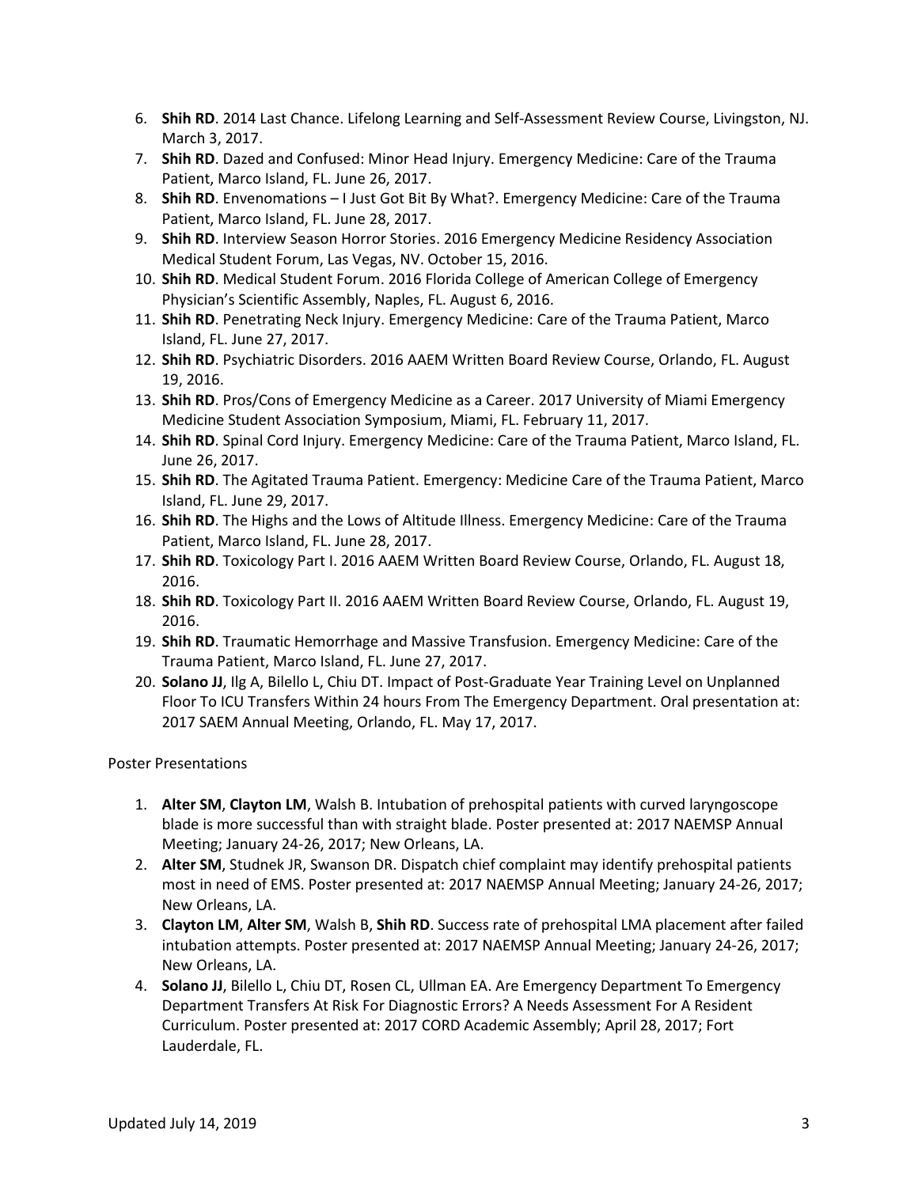6. **Shih RD**. 2014 Last Chance. Lifelong Learning and Self-Assessment Review Course, Livingston, NJ. March 3, 2017.
7. **Shih RD**. Dazed and Confused: Minor Head Injury. Emergency Medicine: Care of the Trauma Patient, Marco Island, FL. June 26, 2017.
8. **Shih RD**. Envenomations – I Just Got Bit By What?. Emergency Medicine: Care of the Trauma Patient, Marco Island, FL. June 28, 2017.
9. **Shih RD**. Interview Season Horror Stories. 2016 Emergency Medicine Residency Association Medical Student Forum, Las Vegas, NV. October 15, 2016.
10. **Shih RD**. Medical Student Forum. 2016 Florida College of American College of Emergency Physician's Scientific Assembly, Naples, FL. August 6, 2016.
11. **Shih RD**. Penetrating Neck Injury. Emergency Medicine: Care of the Trauma Patient, Marco Island, FL. June 27, 2017.
12. **Shih RD**. Psychiatric Disorders. 2016 AAEM Written Board Review Course, Orlando, FL. August 19, 2016.
13. **Shih RD**. Pros/Cons of Emergency Medicine as a Career. 2017 University of Miami Emergency Medicine Student Association Symposium, Miami, FL. February 11, 2017.
14. **Shih RD**. Spinal Cord Injury. Emergency Medicine: Care of the Trauma Patient, Marco Island, FL. June 26, 2017.
15. **Shih RD**. The Agitated Trauma Patient. Emergency: Medicine Care of the Trauma Patient, Marco Island, FL. June 29, 2017.
16. **Shih RD**. The Highs and the Lows of Altitude Illness. Emergency Medicine: Care of the Trauma Patient, Marco Island, FL. June 28, 2017.
17. **Shih RD**. Toxicology Part I. 2016 AAEM Written Board Review Course, Orlando, FL. August 18, 2016.
18. **Shih RD**. Toxicology Part II. 2016 AAEM Written Board Review Course, Orlando, FL. August 19, 2016.
19. **Shih RD**. Traumatic Hemorrhage and Massive Transfusion. Emergency Medicine: Care of the Trauma Patient, Marco Island, FL. June 27, 2017.
20. **Solano JJ**, Ilg A, Bilello L, Chiu DT. Impact of Post-Graduate Year Training Level on Unplanned Floor To ICU Transfers Within 24 hours From The Emergency Department. Oral presentation at: 2017 SAEM Annual Meeting, Orlando, FL. May 17, 2017.

Poster Presentations

1. **Alter SM**, **Clayton LM**, Walsh B. Intubation of prehospital patients with curved laryngoscope blade is more successful than with straight blade. Poster presented at: 2017 NAEMSP Annual Meeting; January 24-26, 2017; New Orleans, LA.
2. **Alter SM**, Studnek JR, Swanson DR. Dispatch chief complaint may identify prehospital patients most in need of EMS. Poster presented at: 2017 NAEMSP Annual Meeting; January 24-26, 2017; New Orleans, LA.
3. **Clayton LM**, **Alter SM**, Walsh B, **Shih RD**. Success rate of prehospital LMA placement after failed intubation attempts. Poster presented at: 2017 NAEMSP Annual Meeting; January 24-26, 2017; New Orleans, LA.
4. **Solano JJ**, Bilello L, Chiu DT, Rosen CL, Ullman EA. Are Emergency Department To Emergency Department Transfers At Risk For Diagnostic Errors? A Needs Assessment For A Resident Curriculum. Poster presented at: 2017 CORD Academic Assembly; April 28, 2017; Fort Lauderdale, FL.

Updated July 14, 2019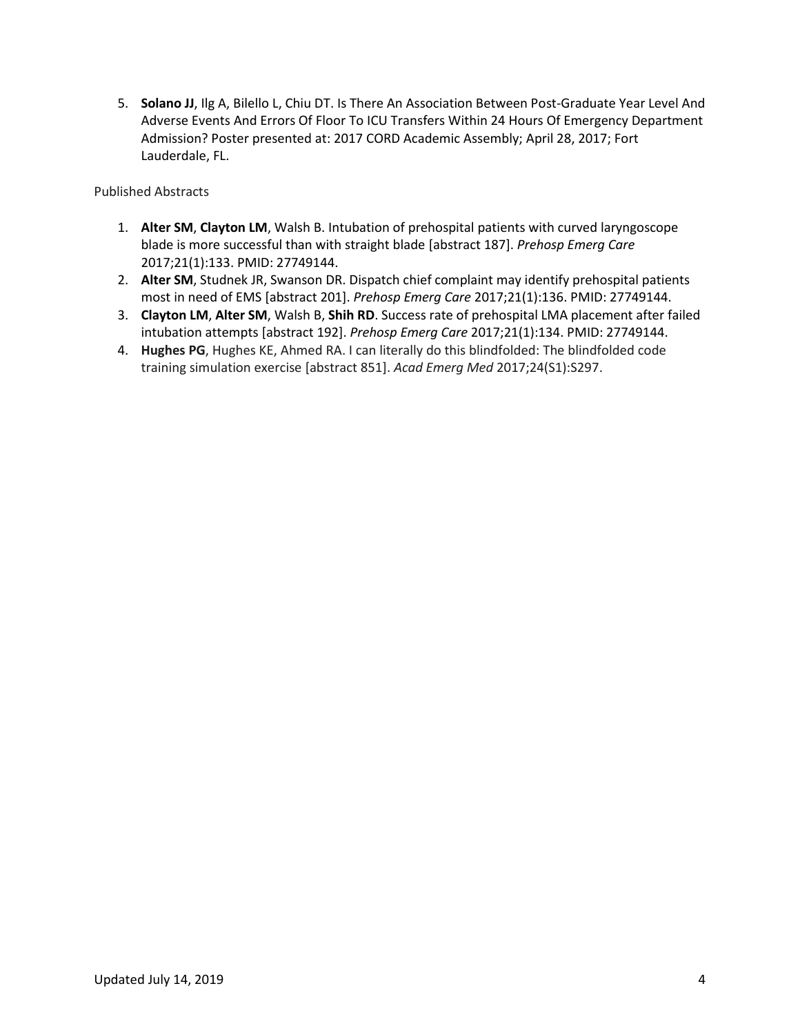5. **Solano JJ**, Ilg A, Bilello L, Chiu DT. Is There An Association Between Post-Graduate Year Level And Adverse Events And Errors Of Floor To ICU Transfers Within 24 Hours Of Emergency Department Admission? Poster presented at: 2017 CORD Academic Assembly; April 28, 2017; Fort Lauderdale, FL.

Published Abstracts

1. **Alter SM**, **Clayton LM**, Walsh B. Intubation of prehospital patients with curved laryngoscope blade is more successful than with straight blade [abstract 187]. *Prehosp Emerg Care* 2017;21(1):133. PMID: 27749144.
2. **Alter SM**, Studnek JR, Swanson DR. Dispatch chief complaint may identify prehospital patients most in need of EMS [abstract 201]. *Prehosp Emerg Care* 2017;21(1):136. PMID: 27749144.
3. **Clayton LM**, **Alter SM**, Walsh B, **Shih RD**. Success rate of prehospital LMA placement after failed intubation attempts [abstract 192]. *Prehosp Emerg Care* 2017;21(1):134. PMID: 27749144.
4. **Hughes PG**, Hughes KE, Ahmed RA. I can literally do this blindfolded: The blindfolded code training simulation exercise [abstract 851]. *Acad Emerg Med* 2017;24(S1):S297.

Updated July 14, 2019